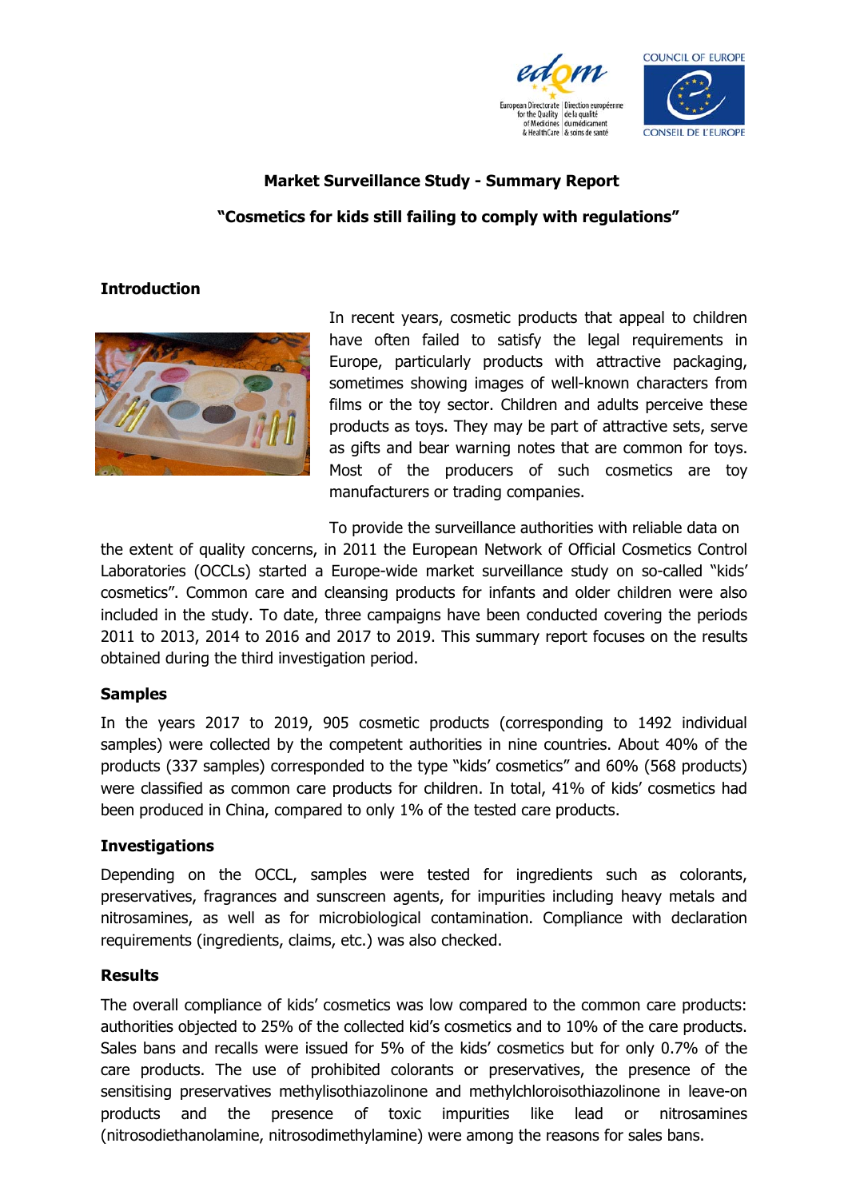**Market Surveillance Study - Summary Report**

**"Cosmetics for kids still failing to comply with regulations"**

## Introduction

In recent years, cosmetic products that appeal to children have often failed to satisfy the legal requirements in Europe, particularly products with attractive packaging, sometimes showing images of well-known characters from films or the toy sector. Children and adults perceive these products as toys. They may be part of attractive sets, serve as gifts and bear warning notes that are common for toys. Most of the producers of such cosmetics are toy manufacturers or trading companies.

To provide the surveillance authorities with reliable data on the extent of quality concerns, in 2011 the European Network of Official Cosmetics Control Laboratories (OCCLs) started a Europe-wide market surveillance study on so-called "kids' cosmetics". Common care and cleansing products for infants and older children were also included in the study. To date, three campaigns have been conducted covering the periods 2011 to 2013, 2014 to 2016 and 2017 to 2019. This summary report focuses on the results obtained during the third investigation period.

## Samples

In the years 2017 to 2019, 905 cosmetic products (corresponding to 1492 individual samples) were collected by the competent authorities in nine countries. About 40% of the products (337 samples) corresponded to the type "kids' cosmetics" and 60% (568 products) were classified as common care products for children. In total, 41% of kids' cosmetics had been produced in China, compared to only 1% of the tested care products.

## Investigations

Depending on the OCCL, samples were tested for ingredients such as colorants, preservatives, fragrances and sunscreen agents, for impurities including heavy metals and nitrosamines, as well as for microbiological contamination. Compliance with declaration requirements (ingredients, claims, etc.) was also checked.

## Results

The overall compliance of kids' cosmetics was low compared to the common care products: authorities objected to 25% of the collected kid's cosmetics and to 10% of the care products. Sales bans and recalls were issued for 5% of the kids' cosmetics but for only 0.7% of the care products. The use of prohibited colorants or preservatives, the presence of the sensitising preservatives methylisothiazolinone and methylchloroisothiazolinone in leave-on products and the presence of toxic impurities like lead or nitrosamines (nitrosodiethanolamine, nitrosodimethylamine) were among the reasons for sales bans.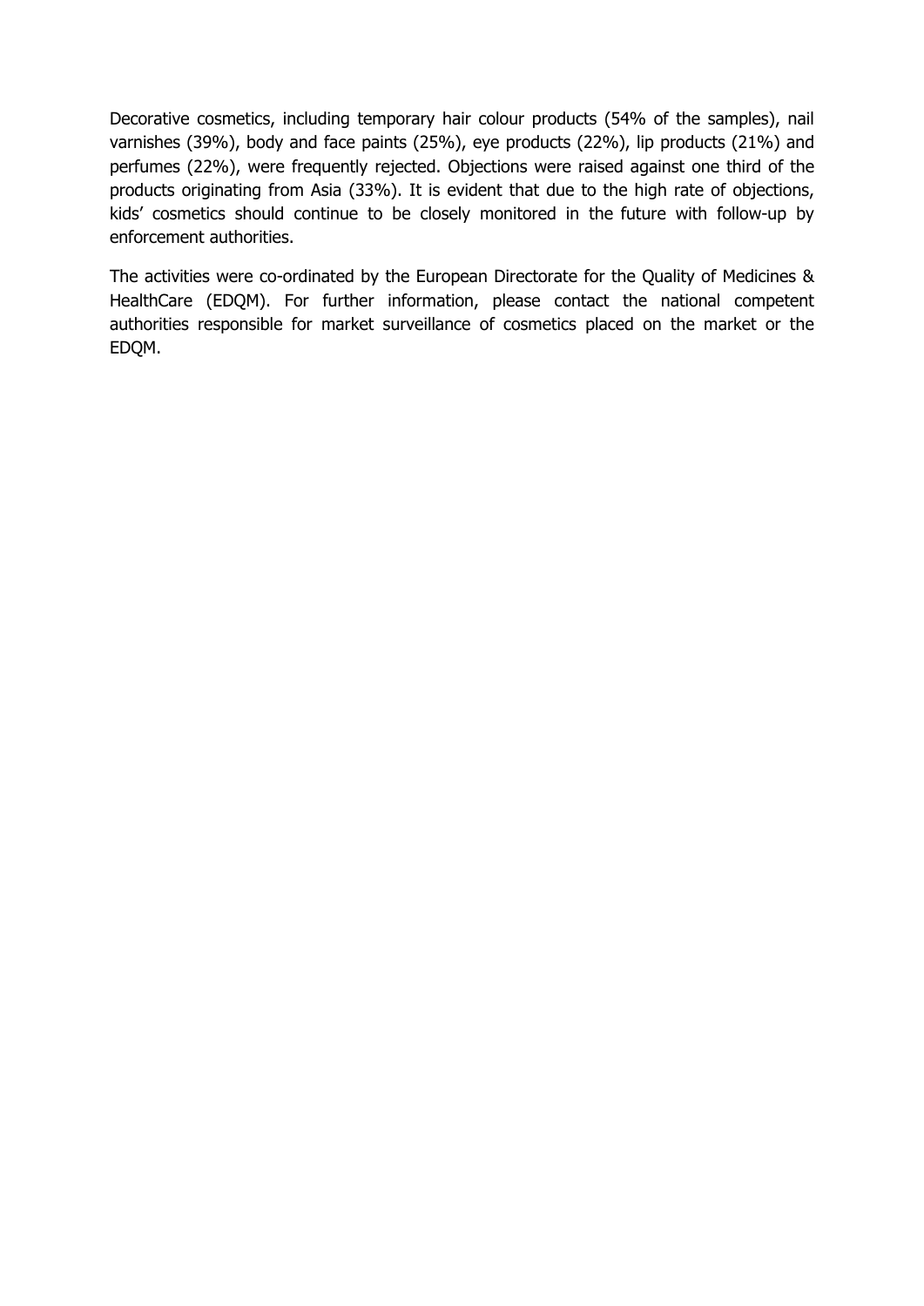Decorative cosmetics, including temporary hair colour products (54% of the samples), nail varnishes (39%), body and face paints (25%), eye products (22%), lip products (21%) and perfumes (22%), were frequently rejected. Objections were raised against one third of the products originating from Asia (33%). It is evident that due to the high rate of objections, kids' cosmetics should continue to be closely monitored in the future with follow-up by enforcement authorities.

The activities were co-ordinated by the European Directorate for the Quality of Medicines & HealthCare (EDQM). For further information, please contact the national competent authorities responsible for market surveillance of cosmetics placed on the market or the EDQM.